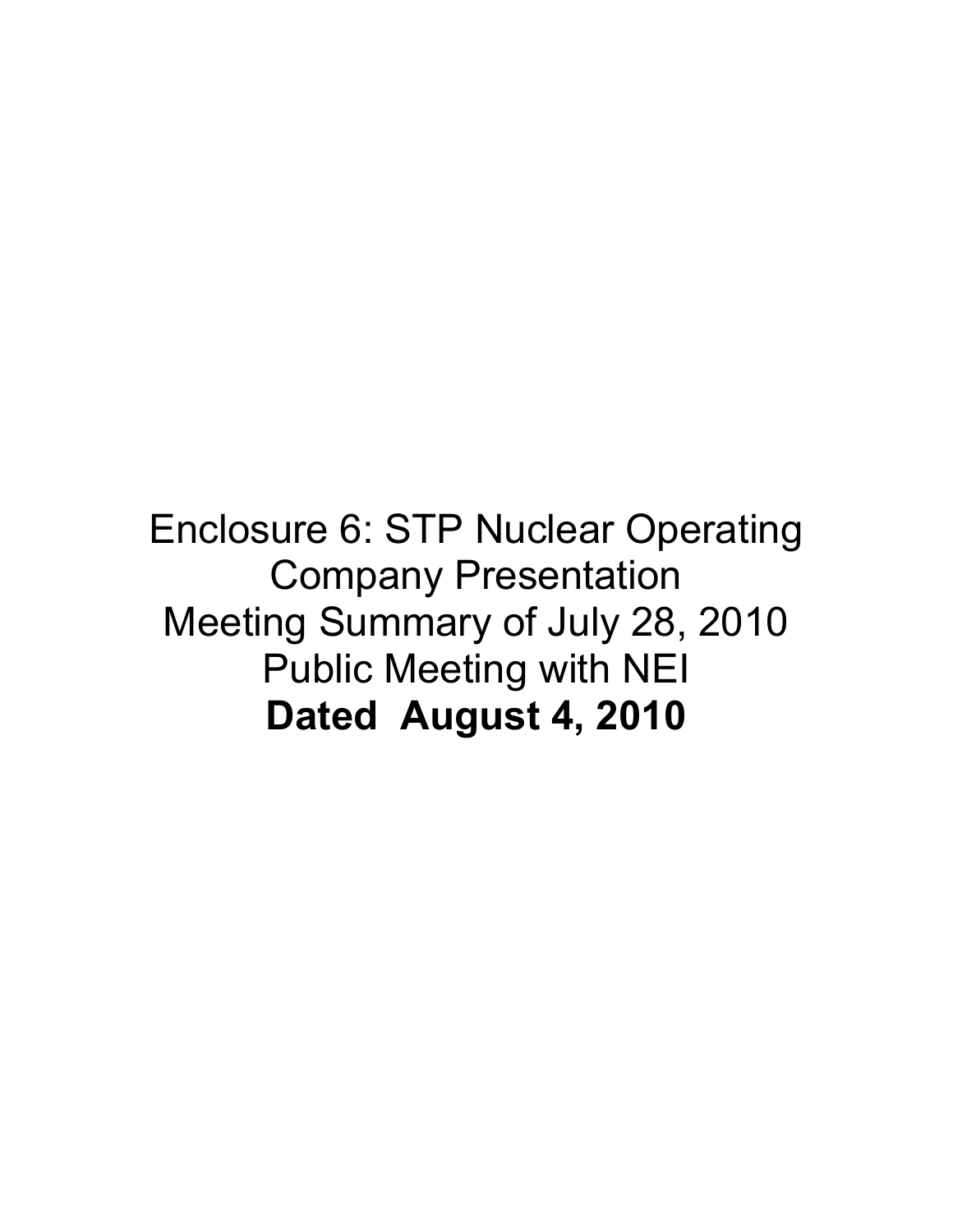Enclosure 6: STP Nuclear Operating Company Presentation
Meeting Summary of July 28, 2010
Public Meeting with NEI

**Dated August 4, 2010**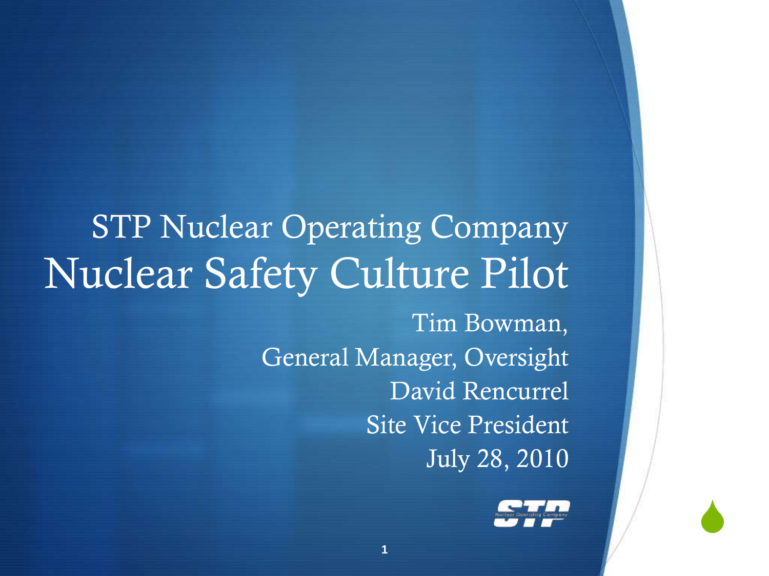# STP Nuclear Operating Company

# Nuclear Safety Culture Pilot

Tim Bowman,

General Manager, Oversight

David Rencurrel

Site Vice President

July 28, 2010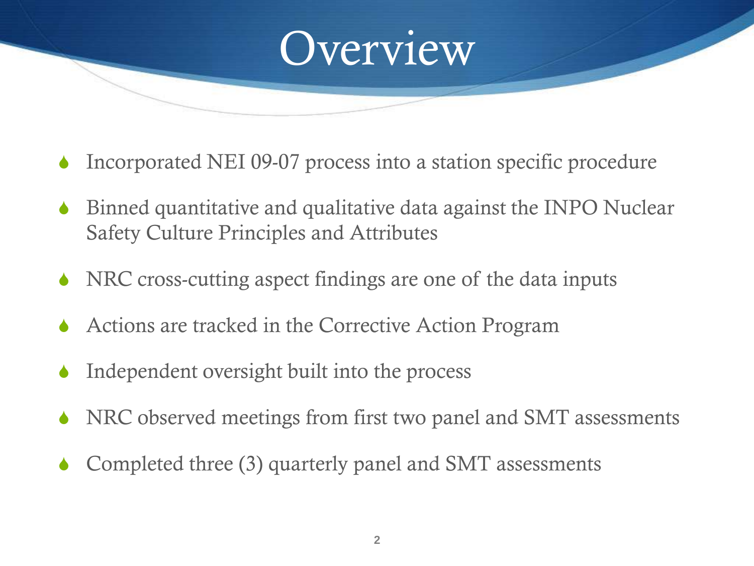# Overview

- Incorporated NEI 09-07 process into a station specific procedure
- Binned quantitative and qualitative data against the INPO Nuclear Safety Culture Principles and Attributes
- NRC cross-cutting aspect findings are one of the data inputs
- Actions are tracked in the Corrective Action Program
- Independent oversight built into the process
- NRC observed meetings from first two panel and SMT assessments
- Completed three (3) quarterly panel and SMT assessments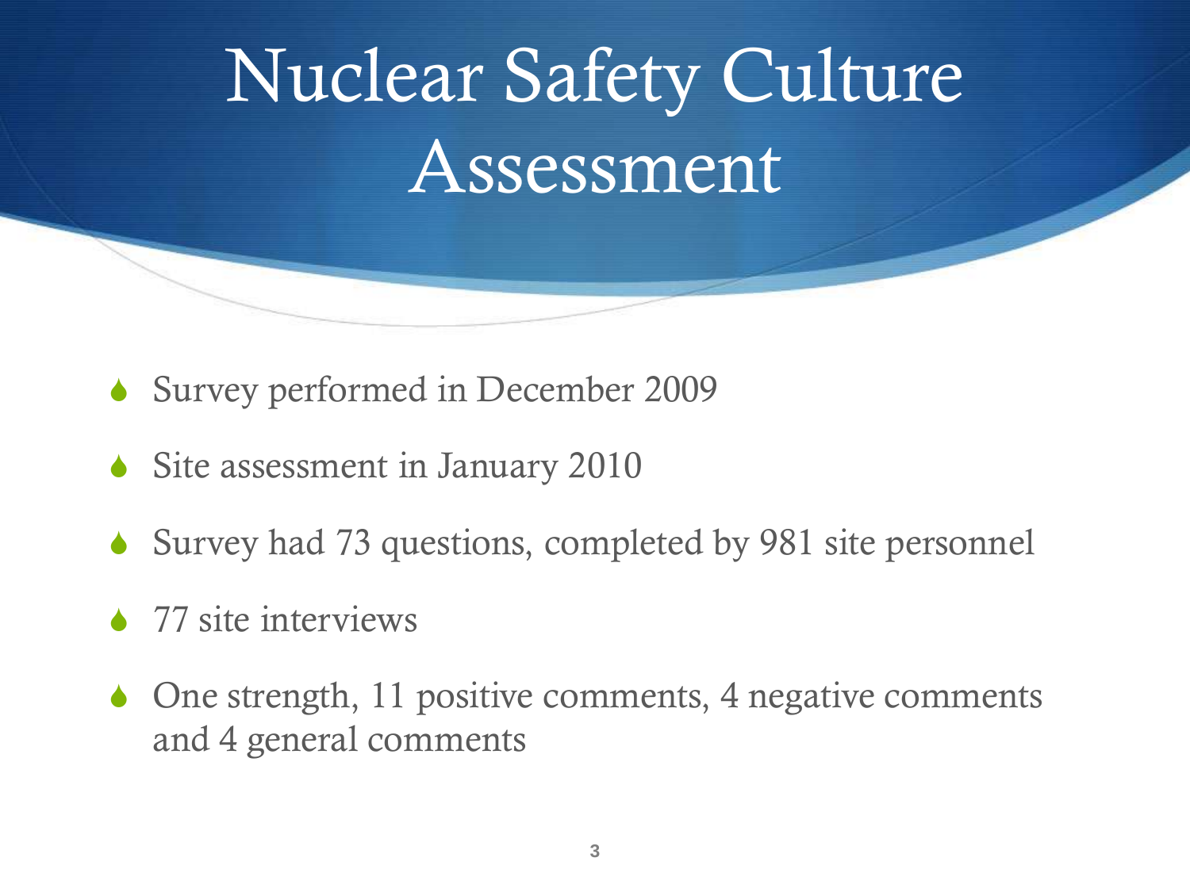# Nuclear Safety Culture Assessment

- Survey performed in December 2009
- Site assessment in January 2010
- Survey had 73 questions, completed by 981 site personnel
- 77 site interviews
- One strength, 11 positive comments, 4 negative comments and 4 general comments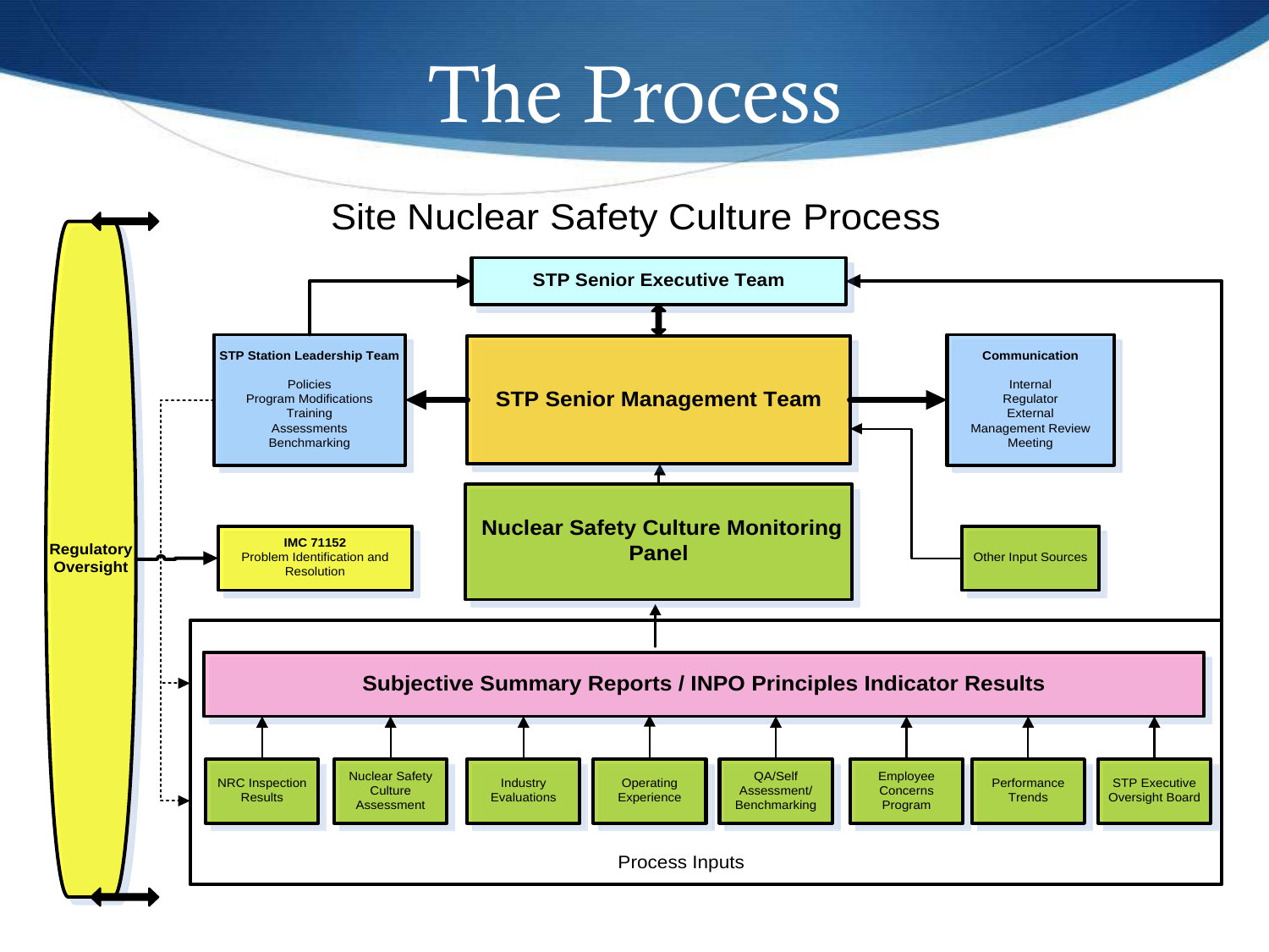# The Process

## Site Nuclear Safety Culture Process

**STP Senior Executive Team**

**STP Station Leadership Team**

- Policies
- Program Modifications
- Training
- Assessments
- Benchmarking

**STP Senior Management Team**

**Communication**

- Internal
- Regulator
- External
- Management Review Meeting

**Regulatory Oversight**

**IMC 71152**
Problem Identification and Resolution

**Nuclear Safety Culture Monitoring Panel**

Other Input Sources

**Subjective Summary Reports / INPO Principles Indicator Results**

- NRC Inspection Results
- Nuclear Safety Culture Assessment
- Industry Evaluations
- Operating Experience
- QA/Self Assessment/ Benchmarking
- Employee Concerns Program
- Performance Trends
- STP Executive Oversight Board

Process Inputs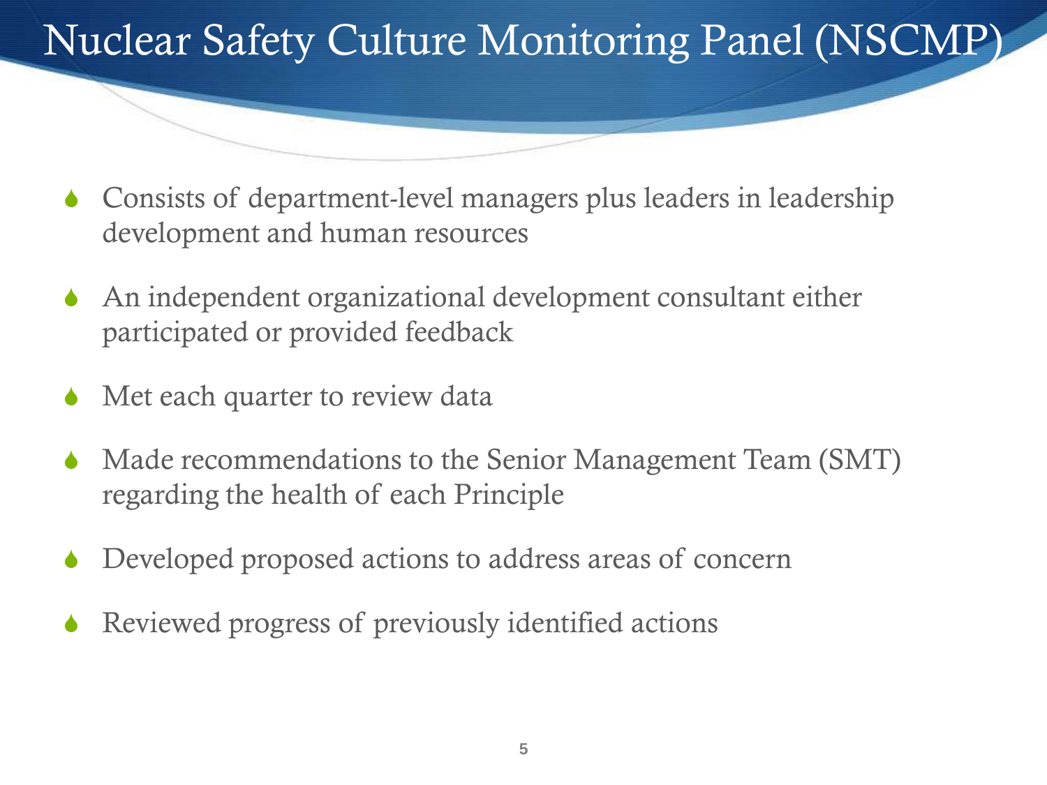# Nuclear Safety Culture Monitoring Panel (NSCMP)

- Consists of department-level managers plus leaders in leadership development and human resources
- An independent organizational development consultant either participated or provided feedback
- Met each quarter to review data
- Made recommendations to the Senior Management Team (SMT) regarding the health of each Principle
- Developed proposed actions to address areas of concern
- Reviewed progress of previously identified actions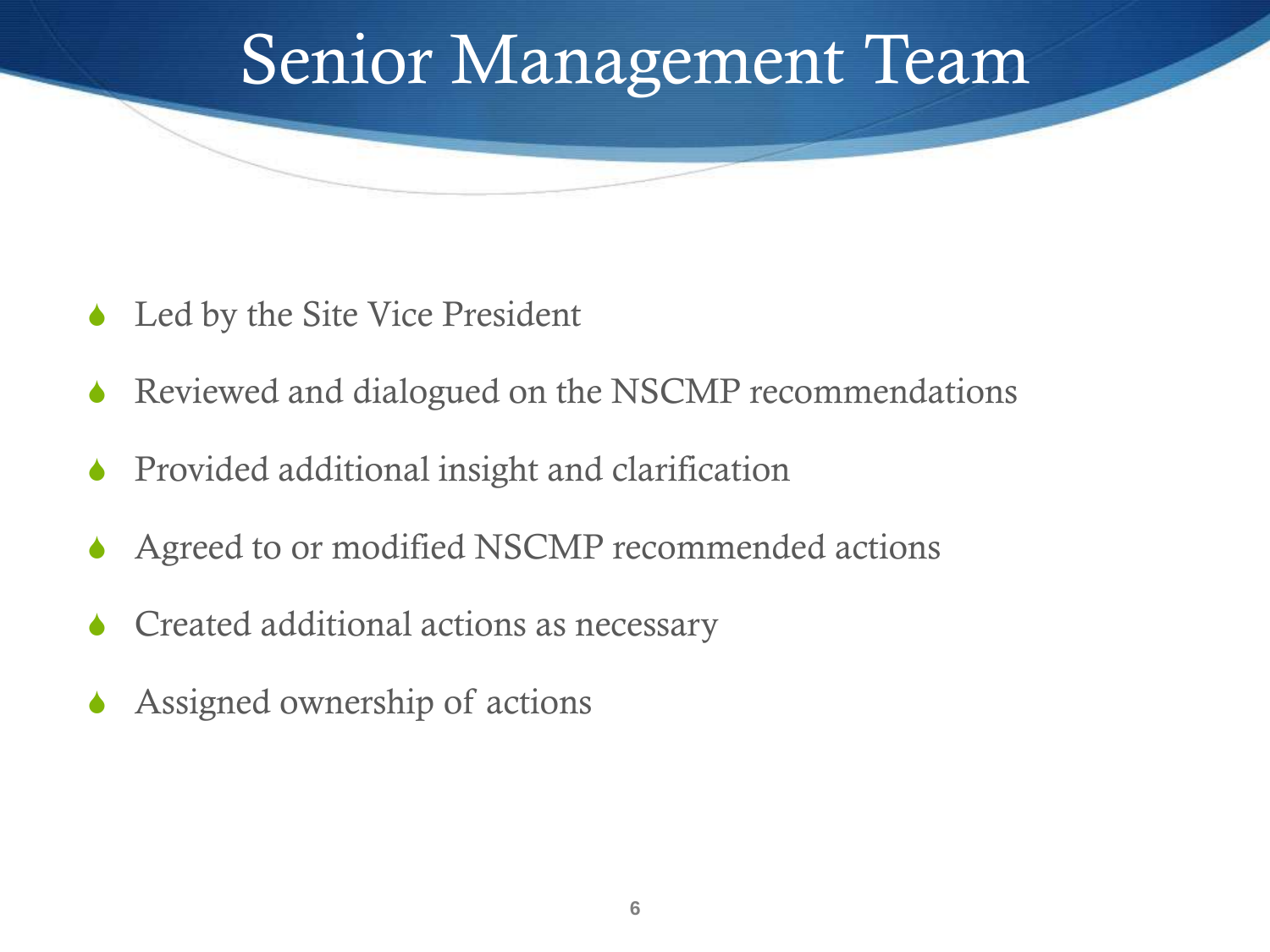# Senior Management Team

- Led by the Site Vice President
- Reviewed and dialogued on the NSCMP recommendations
- Provided additional insight and clarification
- Agreed to or modified NSCMP recommended actions
- Created additional actions as necessary
- Assigned ownership of actions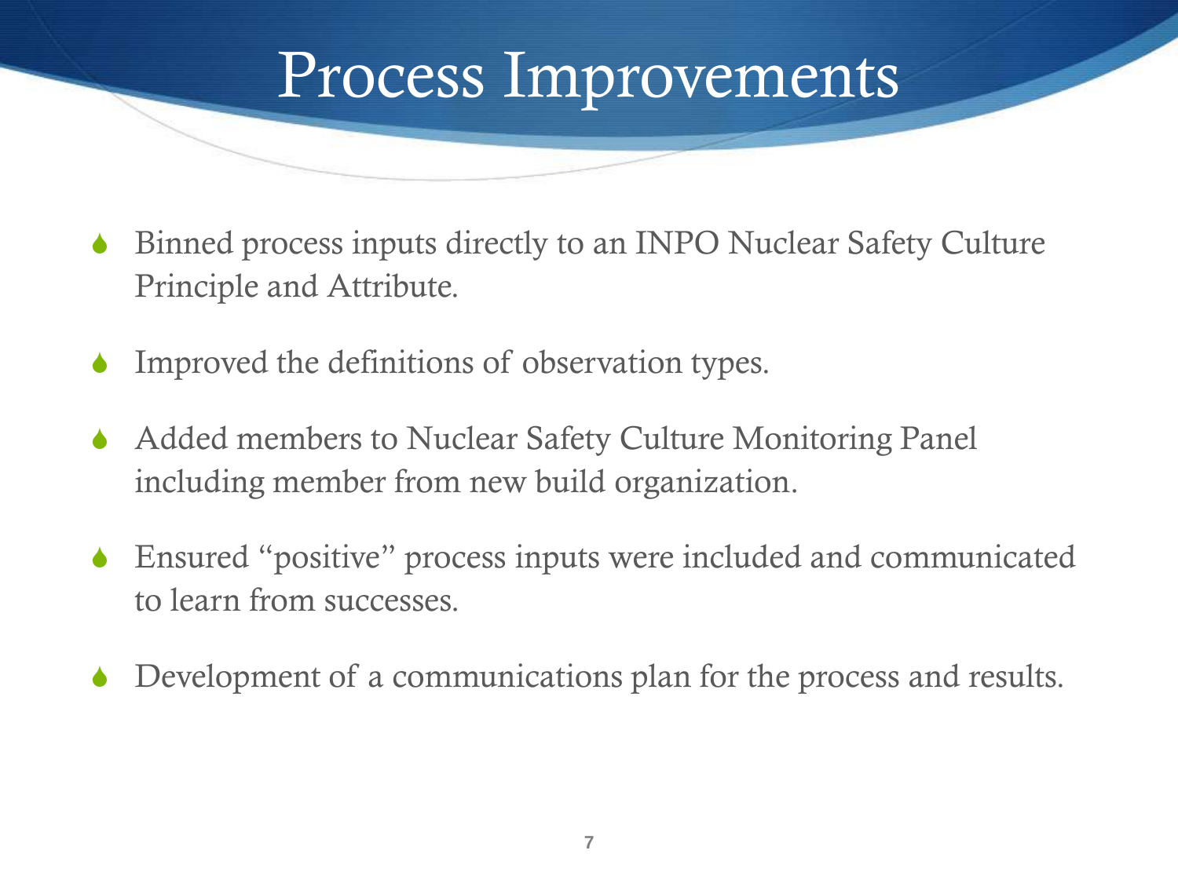# Process Improvements

- Binned process inputs directly to an INPO Nuclear Safety Culture Principle and Attribute.
- Improved the definitions of observation types.
- Added members to Nuclear Safety Culture Monitoring Panel including member from new build organization.
- Ensured "positive" process inputs were included and communicated to learn from successes.
- Development of a communications plan for the process and results.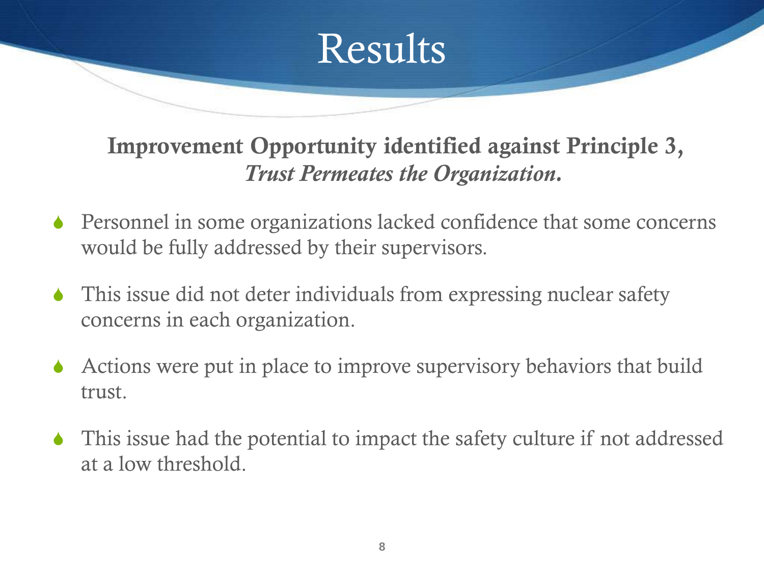# Results

**Improvement Opportunity identified against Principle 3, *Trust Permeates the Organization*.**

- Personnel in some organizations lacked confidence that some concerns would be fully addressed by their supervisors.
- This issue did not deter individuals from expressing nuclear safety concerns in each organization.
- Actions were put in place to improve supervisory behaviors that build trust.
- This issue had the potential to impact the safety culture if not addressed at a low threshold.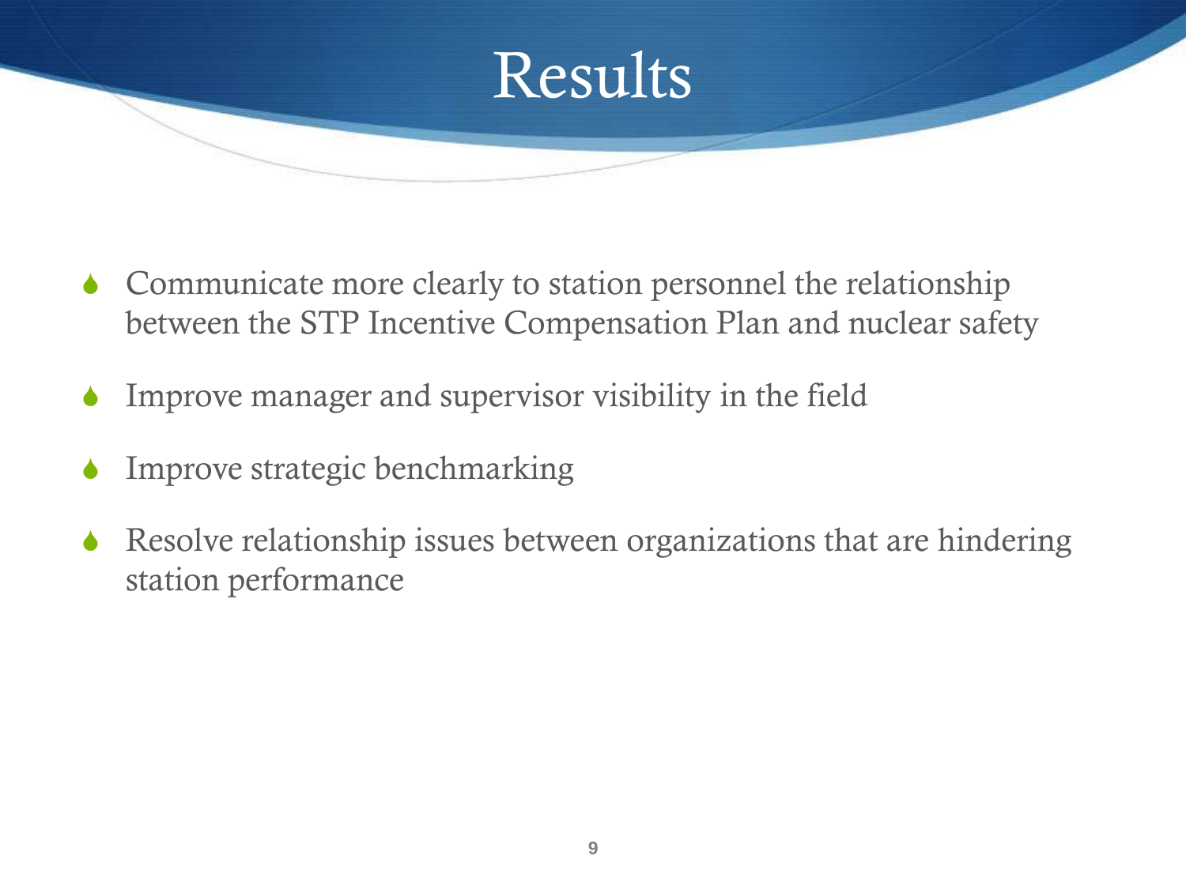# Results

- Communicate more clearly to station personnel the relationship between the STP Incentive Compensation Plan and nuclear safety
- Improve manager and supervisor visibility in the field
- Improve strategic benchmarking
- Resolve relationship issues between organizations that are hindering station performance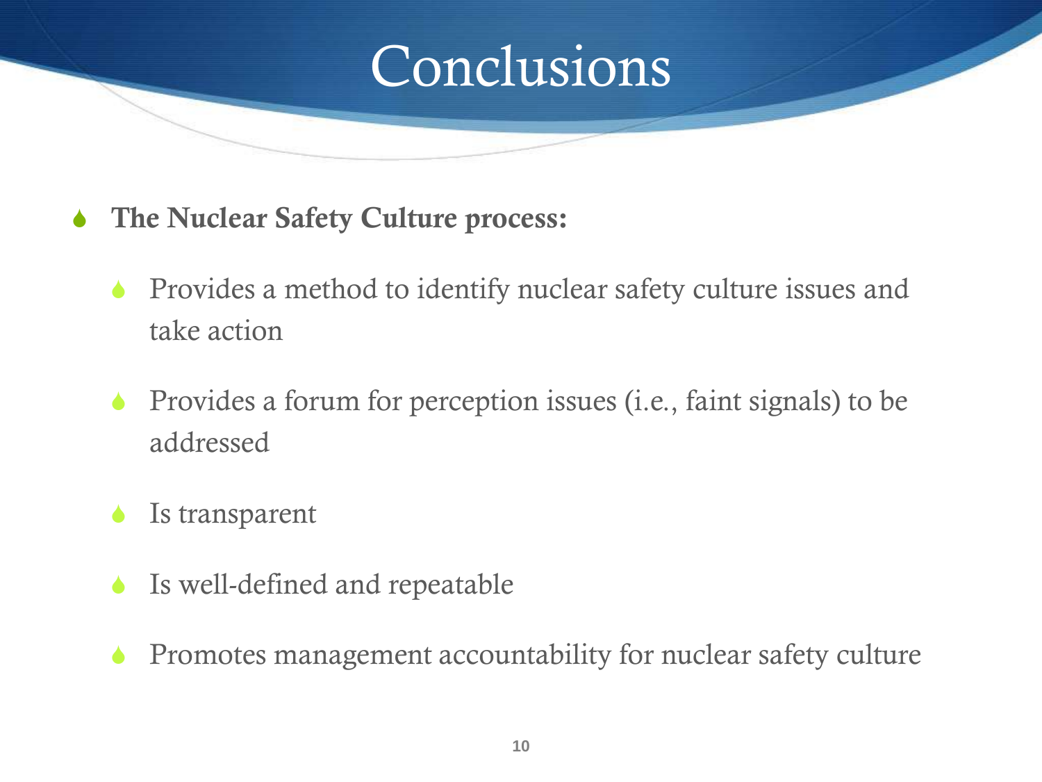# Conclusions

- **The Nuclear Safety Culture process:**
  - Provides a method to identify nuclear safety culture issues and take action
  - Provides a forum for perception issues (i.e., faint signals) to be addressed
  - Is transparent
  - Is well-defined and repeatable
  - Promotes management accountability for nuclear safety culture